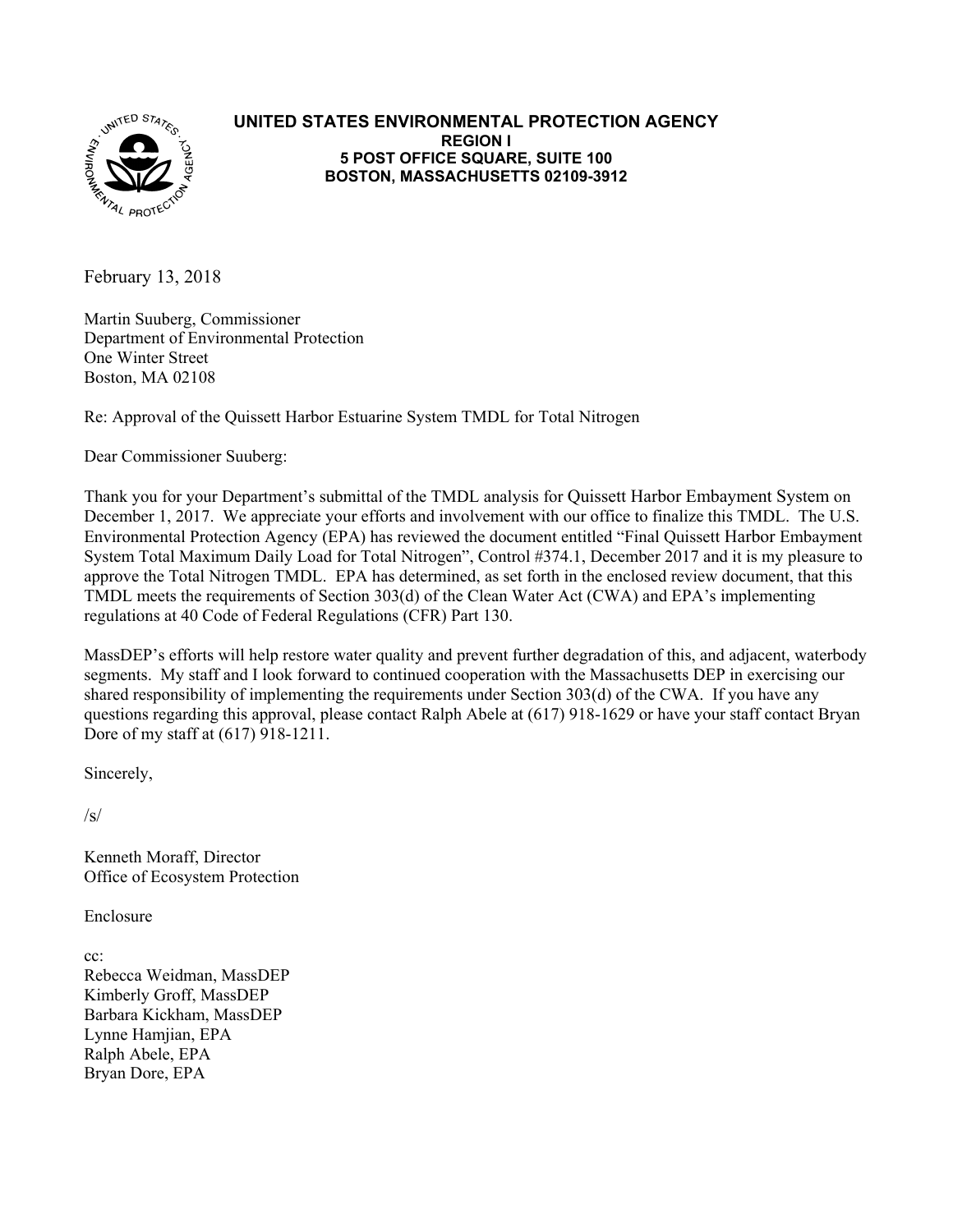**UNITED STATES ENVIRONMENTAL PROTECTION AGENCY**
**REGION I**
**5 POST OFFICE SQUARE, SUITE 100**
**BOSTON, MASSACHUSETTS 02109-3912**

February 13, 2018

Martin Suuberg, Commissioner
Department of Environmental Protection
One Winter Street
Boston, MA 02108

Re: Approval of the Quissett Harbor Estuarine System TMDL for Total Nitrogen

Dear Commissioner Suuberg:

Thank you for your Department's submittal of the TMDL analysis for Quissett Harbor Embayment System on December 1, 2017. We appreciate your efforts and involvement with our office to finalize this TMDL. The U.S. Environmental Protection Agency (EPA) has reviewed the document entitled "Final Quissett Harbor Embayment System Total Maximum Daily Load for Total Nitrogen", Control #374.1, December 2017 and it is my pleasure to approve the Total Nitrogen TMDL. EPA has determined, as set forth in the enclosed review document, that this TMDL meets the requirements of Section 303(d) of the Clean Water Act (CWA) and EPA's implementing regulations at 40 Code of Federal Regulations (CFR) Part 130.

MassDEP's efforts will help restore water quality and prevent further degradation of this, and adjacent, waterbody segments. My staff and I look forward to continued cooperation with the Massachusetts DEP in exercising our shared responsibility of implementing the requirements under Section 303(d) of the CWA. If you have any questions regarding this approval, please contact Ralph Abele at (617) 918-1629 or have your staff contact Bryan Dore of my staff at (617) 918-1211.

Sincerely,

/s/

Kenneth Moraff, Director
Office of Ecosystem Protection

Enclosure

cc:
Rebecca Weidman, MassDEP
Kimberly Groff, MassDEP
Barbara Kickham, MassDEP
Lynne Hamjian, EPA
Ralph Abele, EPA
Bryan Dore, EPA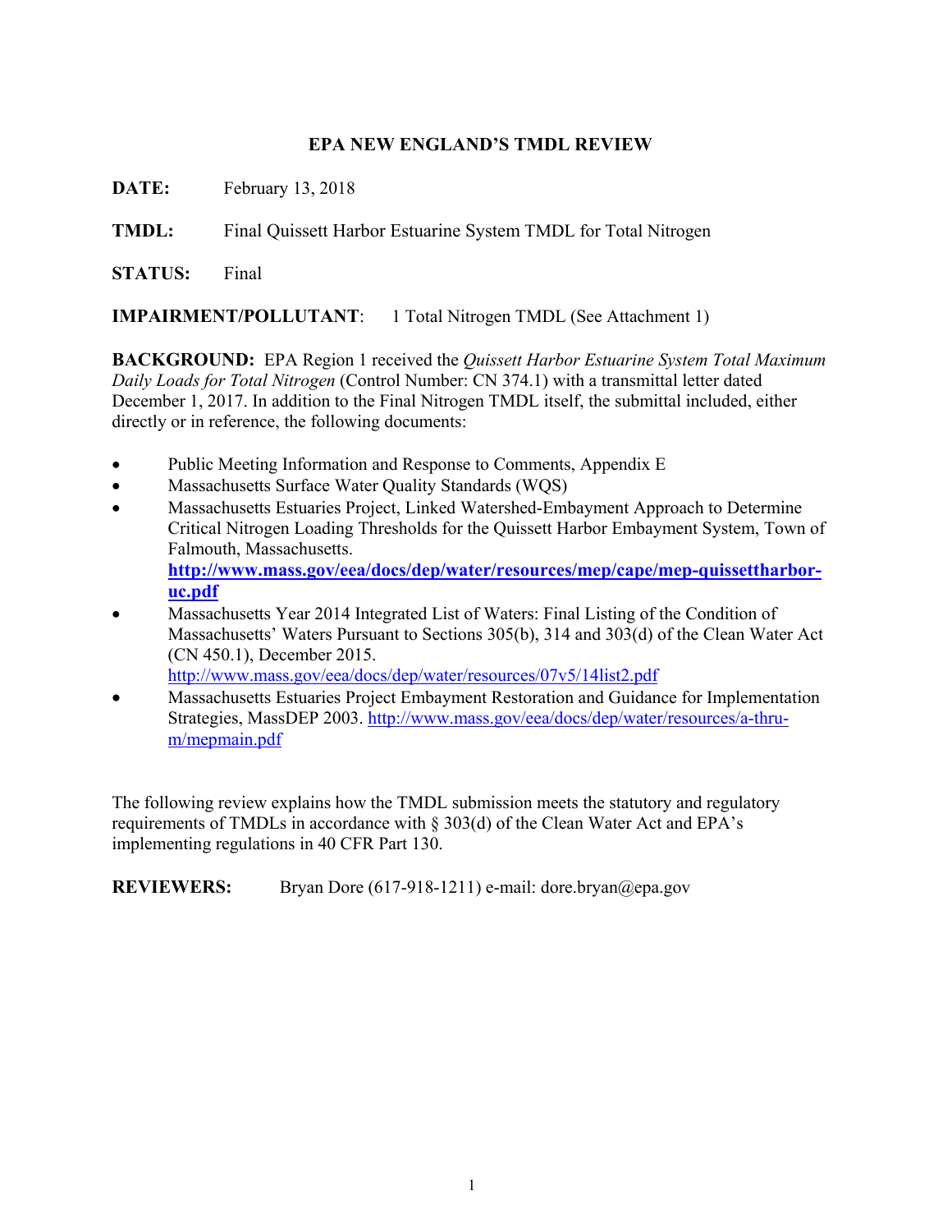# EPA NEW ENGLAND'S TMDL REVIEW

**DATE:** February 13, 2018

**TMDL:** Final Quissett Harbor Estuarine System TMDL for Total Nitrogen

**STATUS:** Final

**IMPAIRMENT/POLLUTANT**: 1 Total Nitrogen TMDL (See Attachment 1)

**BACKGROUND:** EPA Region 1 received the *Quissett Harbor Estuarine System Total Maximum Daily Loads for Total Nitrogen* (Control Number: CN 374.1) with a transmittal letter dated December 1, 2017. In addition to the Final Nitrogen TMDL itself, the submittal included, either directly or in reference, the following documents:

- Public Meeting Information and Response to Comments, Appendix E
- Massachusetts Surface Water Quality Standards (WQS)
- Massachusetts Estuaries Project, Linked Watershed-Embayment Approach to Determine Critical Nitrogen Loading Thresholds for the Quissett Harbor Embayment System, Town of Falmouth, Massachusetts. **http://www.mass.gov/eea/docs/dep/water/resources/mep/cape/mep-quissettharbor-uc.pdf**
- Massachusetts Year 2014 Integrated List of Waters: Final Listing of the Condition of Massachusetts' Waters Pursuant to Sections 305(b), 314 and 303(d) of the Clean Water Act (CN 450.1), December 2015. http://www.mass.gov/eea/docs/dep/water/resources/07v5/14list2.pdf
- Massachusetts Estuaries Project Embayment Restoration and Guidance for Implementation Strategies, MassDEP 2003. http://www.mass.gov/eea/docs/dep/water/resources/a-thru-m/mepmain.pdf

The following review explains how the TMDL submission meets the statutory and regulatory requirements of TMDLs in accordance with § 303(d) of the Clean Water Act and EPA's implementing regulations in 40 CFR Part 130.

**REVIEWERS:** Bryan Dore (617-918-1211) e-mail: dore.bryan@epa.gov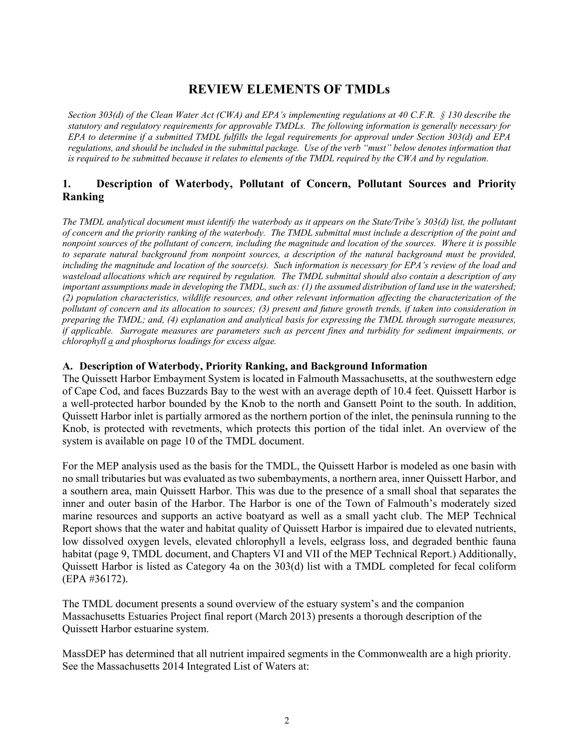# REVIEW ELEMENTS OF TMDLs

*Section 303(d) of the Clean Water Act (CWA) and EPA's implementing regulations at 40 C.F.R. § 130 describe the statutory and regulatory requirements for approvable TMDLs. The following information is generally necessary for EPA to determine if a submitted TMDL fulfills the legal requirements for approval under Section 303(d) and EPA regulations, and should be included in the submittal package. Use of the verb "must" below denotes information that is required to be submitted because it relates to elements of the TMDL required by the CWA and by regulation.*

## 1. Description of Waterbody, Pollutant of Concern, Pollutant Sources and Priority Ranking

*The TMDL analytical document must identify the waterbody as it appears on the State/Tribe's 303(d) list, the pollutant of concern and the priority ranking of the waterbody. The TMDL submittal must include a description of the point and nonpoint sources of the pollutant of concern, including the magnitude and location of the sources. Where it is possible to separate natural background from nonpoint sources, a description of the natural background must be provided, including the magnitude and location of the source(s). Such information is necessary for EPA's review of the load and wasteload allocations which are required by regulation. The TMDL submittal should also contain a description of any important assumptions made in developing the TMDL, such as: (1) the assumed distribution of land use in the watershed; (2) population characteristics, wildlife resources, and other relevant information affecting the characterization of the pollutant of concern and its allocation to sources; (3) present and future growth trends, if taken into consideration in preparing the TMDL; and, (4) explanation and analytical basis for expressing the TMDL through surrogate measures, if applicable. Surrogate measures are parameters such as percent fines and turbidity for sediment impairments, or chlorophyll a and phosphorus loadings for excess algae.*

### A. Description of Waterbody, Priority Ranking, and Background Information

The Quissett Harbor Embayment System is located in Falmouth Massachusetts, at the southwestern edge of Cape Cod, and faces Buzzards Bay to the west with an average depth of 10.4 feet. Quissett Harbor is a well-protected harbor bounded by the Knob to the north and Gansett Point to the south. In addition, Quissett Harbor inlet is partially armored as the northern portion of the inlet, the peninsula running to the Knob, is protected with revetments, which protects this portion of the tidal inlet. An overview of the system is available on page 10 of the TMDL document.

For the MEP analysis used as the basis for the TMDL, the Quissett Harbor is modeled as one basin with no small tributaries but was evaluated as two subembayments, a northern area, inner Quissett Harbor, and a southern area, main Quissett Harbor. This was due to the presence of a small shoal that separates the inner and outer basin of the Harbor. The Harbor is one of the Town of Falmouth's moderately sized marine resources and supports an active boatyard as well as a small yacht club. The MEP Technical Report shows that the water and habitat quality of Quissett Harbor is impaired due to elevated nutrients, low dissolved oxygen levels, elevated chlorophyll a levels, eelgrass loss, and degraded benthic fauna habitat (page 9, TMDL document, and Chapters VI and VII of the MEP Technical Report.) Additionally, Quissett Harbor is listed as Category 4a on the 303(d) list with a TMDL completed for fecal coliform (EPA #36172).

The TMDL document presents a sound overview of the estuary system's and the companion Massachusetts Estuaries Project final report (March 2013) presents a thorough description of the Quissett Harbor estuarine system.

MassDEP has determined that all nutrient impaired segments in the Commonwealth are a high priority. See the Massachusetts 2014 Integrated List of Waters at: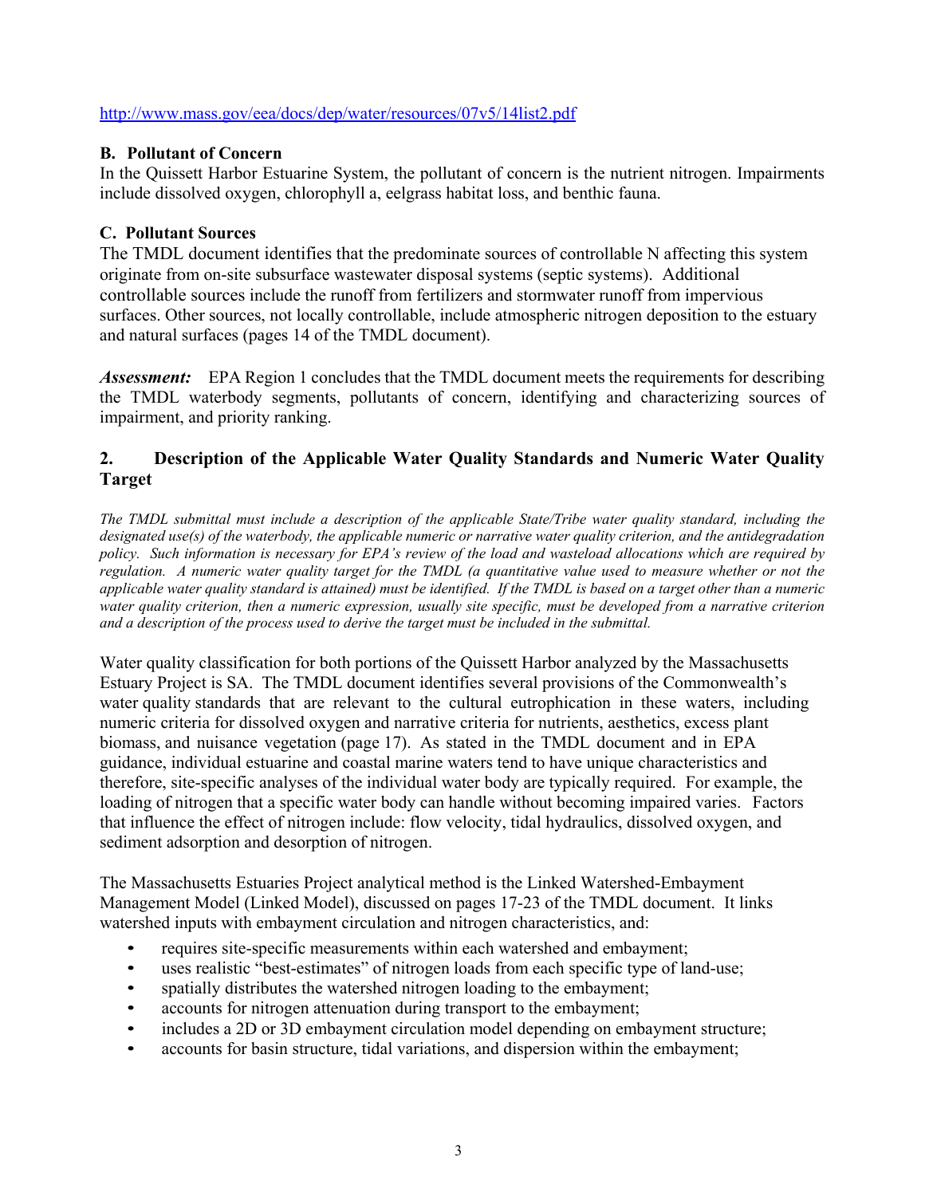http://www.mass.gov/eea/docs/dep/water/resources/07v5/14list2.pdf

### B. Pollutant of Concern

In the Quissett Harbor Estuarine System, the pollutant of concern is the nutrient nitrogen. Impairments include dissolved oxygen, chlorophyll a, eelgrass habitat loss, and benthic fauna.

### C. Pollutant Sources

The TMDL document identifies that the predominate sources of controllable N affecting this system originate from on-site subsurface wastewater disposal systems (septic systems). Additional controllable sources include the runoff from fertilizers and stormwater runoff from impervious surfaces. Other sources, not locally controllable, include atmospheric nitrogen deposition to the estuary and natural surfaces (pages 14 of the TMDL document).

***Assessment:*** EPA Region 1 concludes that the TMDL document meets the requirements for describing the TMDL waterbody segments, pollutants of concern, identifying and characterizing sources of impairment, and priority ranking.

## 2. Description of the Applicable Water Quality Standards and Numeric Water Quality Target

*The TMDL submittal must include a description of the applicable State/Tribe water quality standard, including the designated use(s) of the waterbody, the applicable numeric or narrative water quality criterion, and the antidegradation policy. Such information is necessary for EPA's review of the load and wasteload allocations which are required by regulation. A numeric water quality target for the TMDL (a quantitative value used to measure whether or not the applicable water quality standard is attained) must be identified. If the TMDL is based on a target other than a numeric water quality criterion, then a numeric expression, usually site specific, must be developed from a narrative criterion and a description of the process used to derive the target must be included in the submittal.*

Water quality classification for both portions of the Quissett Harbor analyzed by the Massachusetts Estuary Project is SA. The TMDL document identifies several provisions of the Commonwealth's water quality standards that are relevant to the cultural eutrophication in these waters, including numeric criteria for dissolved oxygen and narrative criteria for nutrients, aesthetics, excess plant biomass, and nuisance vegetation (page 17). As stated in the TMDL document and in EPA guidance, individual estuarine and coastal marine waters tend to have unique characteristics and therefore, site-specific analyses of the individual water body are typically required. For example, the loading of nitrogen that a specific water body can handle without becoming impaired varies. Factors that influence the effect of nitrogen include: flow velocity, tidal hydraulics, dissolved oxygen, and sediment adsorption and desorption of nitrogen.

The Massachusetts Estuaries Project analytical method is the Linked Watershed-Embayment Management Model (Linked Model), discussed on pages 17-23 of the TMDL document. It links watershed inputs with embayment circulation and nitrogen characteristics, and:

- requires site-specific measurements within each watershed and embayment;
- uses realistic "best-estimates" of nitrogen loads from each specific type of land-use;
- spatially distributes the watershed nitrogen loading to the embayment;
- accounts for nitrogen attenuation during transport to the embayment;
- includes a 2D or 3D embayment circulation model depending on embayment structure;
- accounts for basin structure, tidal variations, and dispersion within the embayment;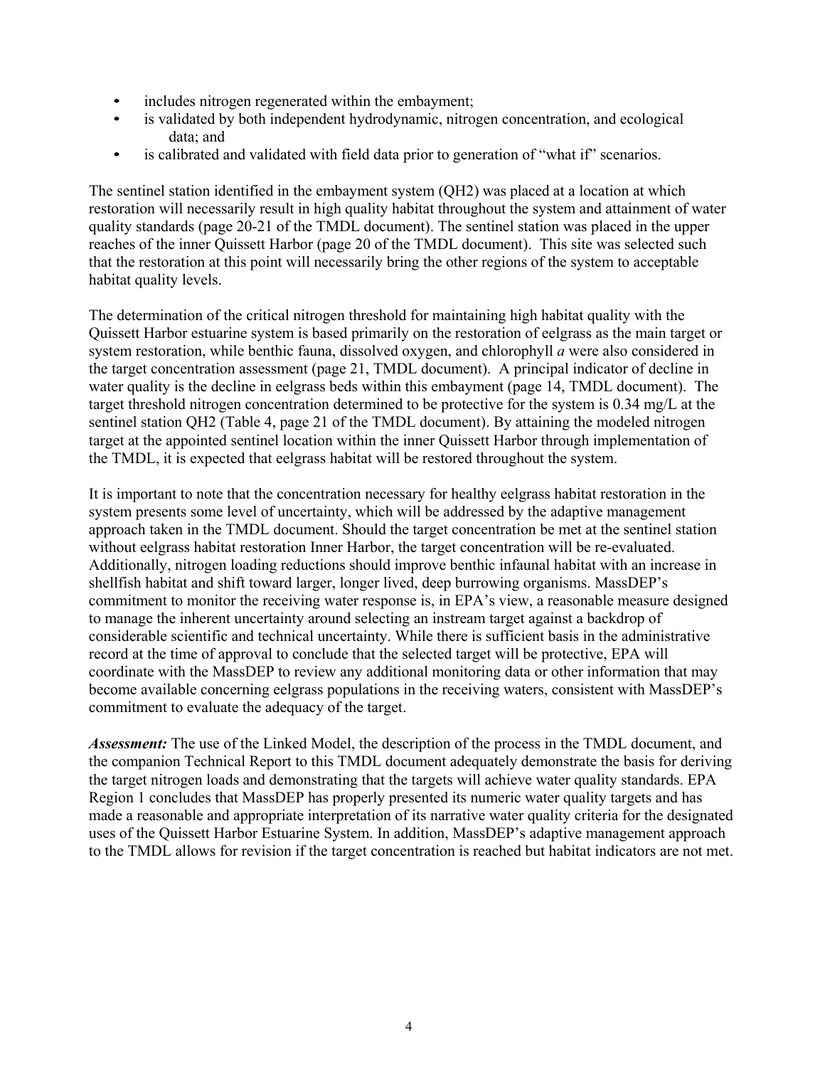- includes nitrogen regenerated within the embayment;
- is validated by both independent hydrodynamic, nitrogen concentration, and ecological data; and
- is calibrated and validated with field data prior to generation of "what if" scenarios.

The sentinel station identified in the embayment system (QH2) was placed at a location at which restoration will necessarily result in high quality habitat throughout the system and attainment of water quality standards (page 20-21 of the TMDL document). The sentinel station was placed in the upper reaches of the inner Quissett Harbor (page 20 of the TMDL document). This site was selected such that the restoration at this point will necessarily bring the other regions of the system to acceptable habitat quality levels.

The determination of the critical nitrogen threshold for maintaining high habitat quality with the Quissett Harbor estuarine system is based primarily on the restoration of eelgrass as the main target or system restoration, while benthic fauna, dissolved oxygen, and chlorophyll *a* were also considered in the target concentration assessment (page 21, TMDL document). A principal indicator of decline in water quality is the decline in eelgrass beds within this embayment (page 14, TMDL document). The target threshold nitrogen concentration determined to be protective for the system is 0.34 mg/L at the sentinel station QH2 (Table 4, page 21 of the TMDL document). By attaining the modeled nitrogen target at the appointed sentinel location within the inner Quissett Harbor through implementation of the TMDL, it is expected that eelgrass habitat will be restored throughout the system.

It is important to note that the concentration necessary for healthy eelgrass habitat restoration in the system presents some level of uncertainty, which will be addressed by the adaptive management approach taken in the TMDL document. Should the target concentration be met at the sentinel station without eelgrass habitat restoration Inner Harbor, the target concentration will be re-evaluated. Additionally, nitrogen loading reductions should improve benthic infaunal habitat with an increase in shellfish habitat and shift toward larger, longer lived, deep burrowing organisms. MassDEP's commitment to monitor the receiving water response is, in EPA's view, a reasonable measure designed to manage the inherent uncertainty around selecting an instream target against a backdrop of considerable scientific and technical uncertainty. While there is sufficient basis in the administrative record at the time of approval to conclude that the selected target will be protective, EPA will coordinate with the MassDEP to review any additional monitoring data or other information that may become available concerning eelgrass populations in the receiving waters, consistent with MassDEP's commitment to evaluate the adequacy of the target.

***Assessment:*** The use of the Linked Model, the description of the process in the TMDL document, and the companion Technical Report to this TMDL document adequately demonstrate the basis for deriving the target nitrogen loads and demonstrating that the targets will achieve water quality standards. EPA Region 1 concludes that MassDEP has properly presented its numeric water quality targets and has made a reasonable and appropriate interpretation of its narrative water quality criteria for the designated uses of the Quissett Harbor Estuarine System. In addition, MassDEP's adaptive management approach to the TMDL allows for revision if the target concentration is reached but habitat indicators are not met.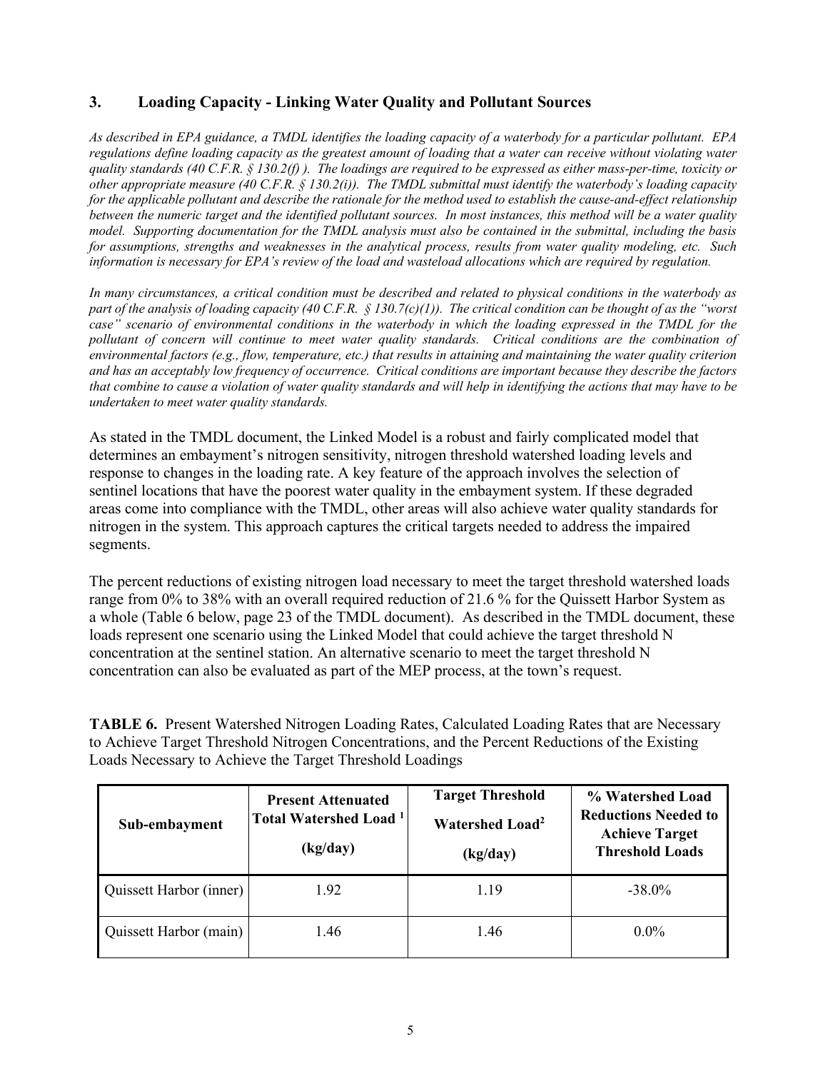### 3. Loading Capacity - Linking Water Quality and Pollutant Sources

*As described in EPA guidance, a TMDL identifies the loading capacity of a waterbody for a particular pollutant. EPA regulations define loading capacity as the greatest amount of loading that a water can receive without violating water quality standards (40 C.F.R. § 130.2(f) ). The loadings are required to be expressed as either mass-per-time, toxicity or other appropriate measure (40 C.F.R. § 130.2(i)). The TMDL submittal must identify the waterbody's loading capacity for the applicable pollutant and describe the rationale for the method used to establish the cause-and-effect relationship between the numeric target and the identified pollutant sources. In most instances, this method will be a water quality model. Supporting documentation for the TMDL analysis must also be contained in the submittal, including the basis for assumptions, strengths and weaknesses in the analytical process, results from water quality modeling, etc. Such information is necessary for EPA's review of the load and wasteload allocations which are required by regulation.*

*In many circumstances, a critical condition must be described and related to physical conditions in the waterbody as part of the analysis of loading capacity (40 C.F.R. § 130.7(c)(1)). The critical condition can be thought of as the "worst case" scenario of environmental conditions in the waterbody in which the loading expressed in the TMDL for the pollutant of concern will continue to meet water quality standards. Critical conditions are the combination of environmental factors (e.g., flow, temperature, etc.) that results in attaining and maintaining the water quality criterion and has an acceptably low frequency of occurrence. Critical conditions are important because they describe the factors that combine to cause a violation of water quality standards and will help in identifying the actions that may have to be undertaken to meet water quality standards.*

As stated in the TMDL document, the Linked Model is a robust and fairly complicated model that determines an embayment's nitrogen sensitivity, nitrogen threshold watershed loading levels and response to changes in the loading rate. A key feature of the approach involves the selection of sentinel locations that have the poorest water quality in the embayment system. If these degraded areas come into compliance with the TMDL, other areas will also achieve water quality standards for nitrogen in the system. This approach captures the critical targets needed to address the impaired segments.

The percent reductions of existing nitrogen load necessary to meet the target threshold watershed loads range from 0% to 38% with an overall required reduction of 21.6 % for the Quissett Harbor System as a whole (Table 6 below, page 23 of the TMDL document). As described in the TMDL document, these loads represent one scenario using the Linked Model that could achieve the target threshold N concentration at the sentinel station. An alternative scenario to meet the target threshold N concentration can also be evaluated as part of the MEP process, at the town's request.

**TABLE 6.** Present Watershed Nitrogen Loading Rates, Calculated Loading Rates that are Necessary to Achieve Target Threshold Nitrogen Concentrations, and the Percent Reductions of the Existing Loads Necessary to Achieve the Target Threshold Loadings

| Sub-embayment | Present Attenuated Total Watershed Load [1] (kg/day) | Target Threshold Watershed Load[2] (kg/day) | % Watershed Load Reductions Needed to Achieve Target Threshold Loads |
|---|---|---|---|
| Quissett Harbor (inner) | 1.92 | 1.19 | -38.0% |
| Quissett Harbor (main) | 1.46 | 1.46 | 0.0% |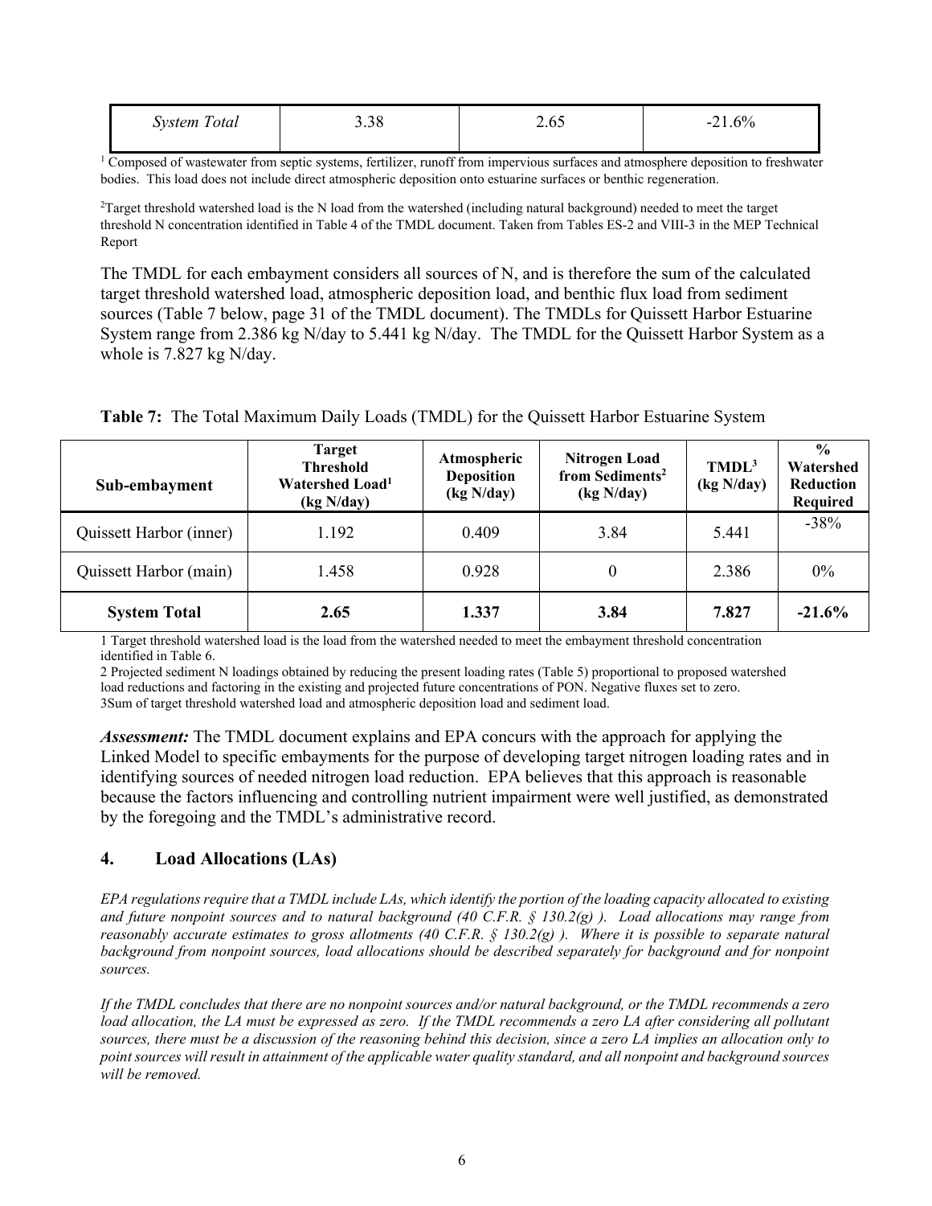| System Total | 3.38 | 2.65 | -21.6% |
|---|---|---|---|

[1] Composed of wastewater from septic systems, fertilizer, runoff from impervious surfaces and atmosphere deposition to freshwater bodies. This load does not include direct atmospheric deposition onto estuarine surfaces or benthic regeneration.

[2] Target threshold watershed load is the N load from the watershed (including natural background) needed to meet the target threshold N concentration identified in Table 4 of the TMDL document. Taken from Tables ES-2 and VIII-3 in the MEP Technical Report

The TMDL for each embayment considers all sources of N, and is therefore the sum of the calculated target threshold watershed load, atmospheric deposition load, and benthic flux load from sediment sources (Table 7 below, page 31 of the TMDL document). The TMDLs for Quissett Harbor Estuarine System range from 2.386 kg N/day to 5.441 kg N/day. The TMDL for the Quissett Harbor System as a whole is 7.827 kg N/day.

**Table 7:** The Total Maximum Daily Loads (TMDL) for the Quissett Harbor Estuarine System

| Sub-embayment | Target Threshold Watershed Load[1] (kg N/day) | Atmospheric Deposition (kg N/day) | Nitrogen Load from Sediments[2] (kg N/day) | TMDL[3] (kg N/day) | % Watershed Reduction Required |
|---|---|---|---|---|---|
| Quissett Harbor (inner) | 1.192 | 0.409 | 3.84 | 5.441 | -38% |
| Quissett Harbor (main) | 1.458 | 0.928 | 0 | 2.386 | 0% |
| **System Total** | **2.65** | **1.337** | **3.84** | **7.827** | **-21.6%** |

1 Target threshold watershed load is the load from the watershed needed to meet the embayment threshold concentration identified in Table 6.
2 Projected sediment N loadings obtained by reducing the present loading rates (Table 5) proportional to proposed watershed load reductions and factoring in the existing and projected future concentrations of PON. Negative fluxes set to zero.
3Sum of target threshold watershed load and atmospheric deposition load and sediment load.

***Assessment:*** The TMDL document explains and EPA concurs with the approach for applying the Linked Model to specific embayments for the purpose of developing target nitrogen loading rates and in identifying sources of needed nitrogen load reduction. EPA believes that this approach is reasonable because the factors influencing and controlling nutrient impairment were well justified, as demonstrated by the foregoing and the TMDL's administrative record.

## 4. Load Allocations (LAs)

*EPA regulations require that a TMDL include LAs, which identify the portion of the loading capacity allocated to existing and future nonpoint sources and to natural background (40 C.F.R. § 130.2(g) ). Load allocations may range from reasonably accurate estimates to gross allotments (40 C.F.R. § 130.2(g) ). Where it is possible to separate natural background from nonpoint sources, load allocations should be described separately for background and for nonpoint sources.*

*If the TMDL concludes that there are no nonpoint sources and/or natural background, or the TMDL recommends a zero load allocation, the LA must be expressed as zero. If the TMDL recommends a zero LA after considering all pollutant sources, there must be a discussion of the reasoning behind this decision, since a zero LA implies an allocation only to point sources will result in attainment of the applicable water quality standard, and all nonpoint and background sources will be removed.*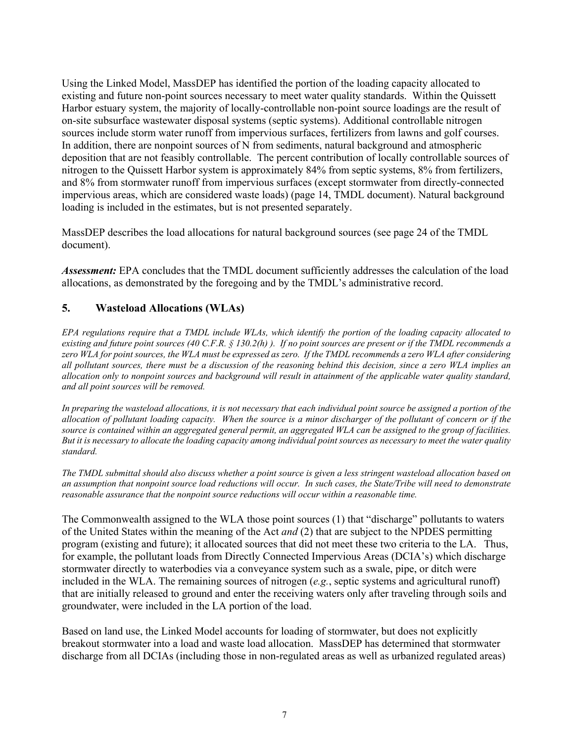Using the Linked Model, MassDEP has identified the portion of the loading capacity allocated to existing and future non-point sources necessary to meet water quality standards. Within the Quissett Harbor estuary system, the majority of locally-controllable non-point source loadings are the result of on-site subsurface wastewater disposal systems (septic systems). Additional controllable nitrogen sources include storm water runoff from impervious surfaces, fertilizers from lawns and golf courses. In addition, there are nonpoint sources of N from sediments, natural background and atmospheric deposition that are not feasibly controllable. The percent contribution of locally controllable sources of nitrogen to the Quissett Harbor system is approximately 84% from septic systems, 8% from fertilizers, and 8% from stormwater runoff from impervious surfaces (except stormwater from directly-connected impervious areas, which are considered waste loads) (page 14, TMDL document). Natural background loading is included in the estimates, but is not presented separately.

MassDEP describes the load allocations for natural background sources (see page 24 of the TMDL document).

***Assessment:*** EPA concludes that the TMDL document sufficiently addresses the calculation of the load allocations, as demonstrated by the foregoing and by the TMDL's administrative record.

## 5. Wasteload Allocations (WLAs)

*EPA regulations require that a TMDL include WLAs, which identify the portion of the loading capacity allocated to existing and future point sources (40 C.F.R. § 130.2(h) ). If no point sources are present or if the TMDL recommends a zero WLA for point sources, the WLA must be expressed as zero. If the TMDL recommends a zero WLA after considering all pollutant sources, there must be a discussion of the reasoning behind this decision, since a zero WLA implies an allocation only to nonpoint sources and background will result in attainment of the applicable water quality standard, and all point sources will be removed.*

*In preparing the wasteload allocations, it is not necessary that each individual point source be assigned a portion of the allocation of pollutant loading capacity. When the source is a minor discharger of the pollutant of concern or if the source is contained within an aggregated general permit, an aggregated WLA can be assigned to the group of facilities. But it is necessary to allocate the loading capacity among individual point sources as necessary to meet the water quality standard.*

*The TMDL submittal should also discuss whether a point source is given a less stringent wasteload allocation based on an assumption that nonpoint source load reductions will occur. In such cases, the State/Tribe will need to demonstrate reasonable assurance that the nonpoint source reductions will occur within a reasonable time.*

The Commonwealth assigned to the WLA those point sources (1) that "discharge" pollutants to waters of the United States within the meaning of the Act *and* (2) that are subject to the NPDES permitting program (existing and future); it allocated sources that did not meet these two criteria to the LA. Thus, for example, the pollutant loads from Directly Connected Impervious Areas (DCIA's) which discharge stormwater directly to waterbodies via a conveyance system such as a swale, pipe, or ditch were included in the WLA. The remaining sources of nitrogen (*e.g.*, septic systems and agricultural runoff) that are initially released to ground and enter the receiving waters only after traveling through soils and groundwater, were included in the LA portion of the load.

Based on land use, the Linked Model accounts for loading of stormwater, but does not explicitly breakout stormwater into a load and waste load allocation. MassDEP has determined that stormwater discharge from all DCIAs (including those in non-regulated areas as well as urbanized regulated areas)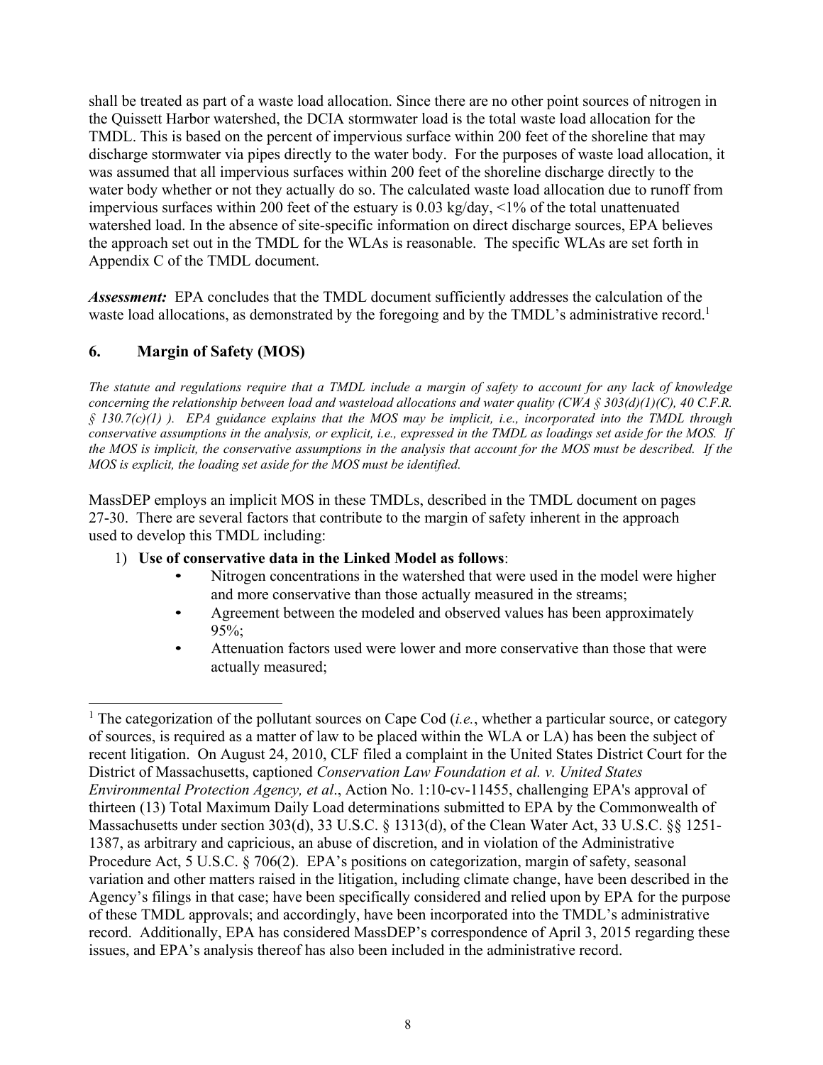shall be treated as part of a waste load allocation. Since there are no other point sources of nitrogen in the Quissett Harbor watershed, the DCIA stormwater load is the total waste load allocation for the TMDL. This is based on the percent of impervious surface within 200 feet of the shoreline that may discharge stormwater via pipes directly to the water body. For the purposes of waste load allocation, it was assumed that all impervious surfaces within 200 feet of the shoreline discharge directly to the water body whether or not they actually do so. The calculated waste load allocation due to runoff from impervious surfaces within 200 feet of the estuary is 0.03 kg/day, <1% of the total unattenuated watershed load. In the absence of site-specific information on direct discharge sources, EPA believes the approach set out in the TMDL for the WLAs is reasonable. The specific WLAs are set forth in Appendix C of the TMDL document.

***Assessment:*** EPA concludes that the TMDL document sufficiently addresses the calculation of the waste load allocations, as demonstrated by the foregoing and by the TMDL's administrative record.[1]

## 6. Margin of Safety (MOS)

*The statute and regulations require that a TMDL include a margin of safety to account for any lack of knowledge concerning the relationship between load and wasteload allocations and water quality (CWA § 303(d)(1)(C), 40 C.F.R. § 130.7(c)(1) ). EPA guidance explains that the MOS may be implicit, i.e., incorporated into the TMDL through conservative assumptions in the analysis, or explicit, i.e., expressed in the TMDL as loadings set aside for the MOS. If the MOS is implicit, the conservative assumptions in the analysis that account for the MOS must be described. If the MOS is explicit, the loading set aside for the MOS must be identified.*

MassDEP employs an implicit MOS in these TMDLs, described in the TMDL document on pages 27-30. There are several factors that contribute to the margin of safety inherent in the approach used to develop this TMDL including:

1) **Use of conservative data in the Linked Model as follows**:
    - Nitrogen concentrations in the watershed that were used in the model were higher and more conservative than those actually measured in the streams;
    - Agreement between the modeled and observed values has been approximately 95%;
    - Attenuation factors used were lower and more conservative than those that were actually measured;

[1] The categorization of the pollutant sources on Cape Cod (*i.e.*, whether a particular source, or category of sources, is required as a matter of law to be placed within the WLA or LA) has been the subject of recent litigation. On August 24, 2010, CLF filed a complaint in the United States District Court for the District of Massachusetts, captioned *Conservation Law Foundation et al. v. United States Environmental Protection Agency, et al*., Action No. 1:10-cv-11455, challenging EPA's approval of thirteen (13) Total Maximum Daily Load determinations submitted to EPA by the Commonwealth of Massachusetts under section 303(d), 33 U.S.C. § 1313(d), of the Clean Water Act, 33 U.S.C. §§ 1251-1387, as arbitrary and capricious, an abuse of discretion, and in violation of the Administrative Procedure Act, 5 U.S.C. § 706(2). EPA's positions on categorization, margin of safety, seasonal variation and other matters raised in the litigation, including climate change, have been described in the Agency's filings in that case; have been specifically considered and relied upon by EPA for the purpose of these TMDL approvals; and accordingly, have been incorporated into the TMDL's administrative record. Additionally, EPA has considered MassDEP's correspondence of April 3, 2015 regarding these issues, and EPA's analysis thereof has also been included in the administrative record.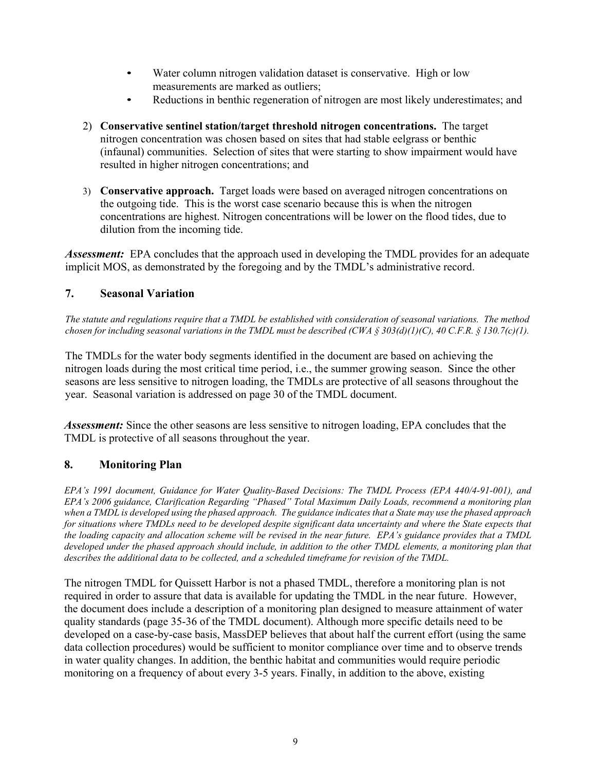- Water column nitrogen validation dataset is conservative. High or low measurements are marked as outliers;
- Reductions in benthic regeneration of nitrogen are most likely underestimates; and

2) **Conservative sentinel station/target threshold nitrogen concentrations.** The target nitrogen concentration was chosen based on sites that had stable eelgrass or benthic (infaunal) communities. Selection of sites that were starting to show impairment would have resulted in higher nitrogen concentrations; and

3) **Conservative approach.** Target loads were based on averaged nitrogen concentrations on the outgoing tide. This is the worst case scenario because this is when the nitrogen concentrations are highest. Nitrogen concentrations will be lower on the flood tides, due to dilution from the incoming tide.

***Assessment:*** EPA concludes that the approach used in developing the TMDL provides for an adequate implicit MOS, as demonstrated by the foregoing and by the TMDL's administrative record.

## 7. Seasonal Variation

*The statute and regulations require that a TMDL be established with consideration of seasonal variations. The method chosen for including seasonal variations in the TMDL must be described (CWA § 303(d)(1)(C), 40 C.F.R. § 130.7(c)(1).*

The TMDLs for the water body segments identified in the document are based on achieving the nitrogen loads during the most critical time period, i.e., the summer growing season. Since the other seasons are less sensitive to nitrogen loading, the TMDLs are protective of all seasons throughout the year. Seasonal variation is addressed on page 30 of the TMDL document.

***Assessment:*** Since the other seasons are less sensitive to nitrogen loading, EPA concludes that the TMDL is protective of all seasons throughout the year.

## 8. Monitoring Plan

*EPA's 1991 document, Guidance for Water Quality-Based Decisions: The TMDL Process (EPA 440/4-91-001), and EPA's 2006 guidance, Clarification Regarding "Phased" Total Maximum Daily Loads, recommend a monitoring plan when a TMDL is developed using the phased approach. The guidance indicates that a State may use the phased approach for situations where TMDLs need to be developed despite significant data uncertainty and where the State expects that the loading capacity and allocation scheme will be revised in the near future. EPA's guidance provides that a TMDL developed under the phased approach should include, in addition to the other TMDL elements, a monitoring plan that describes the additional data to be collected, and a scheduled timeframe for revision of the TMDL.*

The nitrogen TMDL for Quissett Harbor is not a phased TMDL, therefore a monitoring plan is not required in order to assure that data is available for updating the TMDL in the near future. However, the document does include a description of a monitoring plan designed to measure attainment of water quality standards (page 35-36 of the TMDL document). Although more specific details need to be developed on a case-by-case basis, MassDEP believes that about half the current effort (using the same data collection procedures) would be sufficient to monitor compliance over time and to observe trends in water quality changes. In addition, the benthic habitat and communities would require periodic monitoring on a frequency of about every 3-5 years. Finally, in addition to the above, existing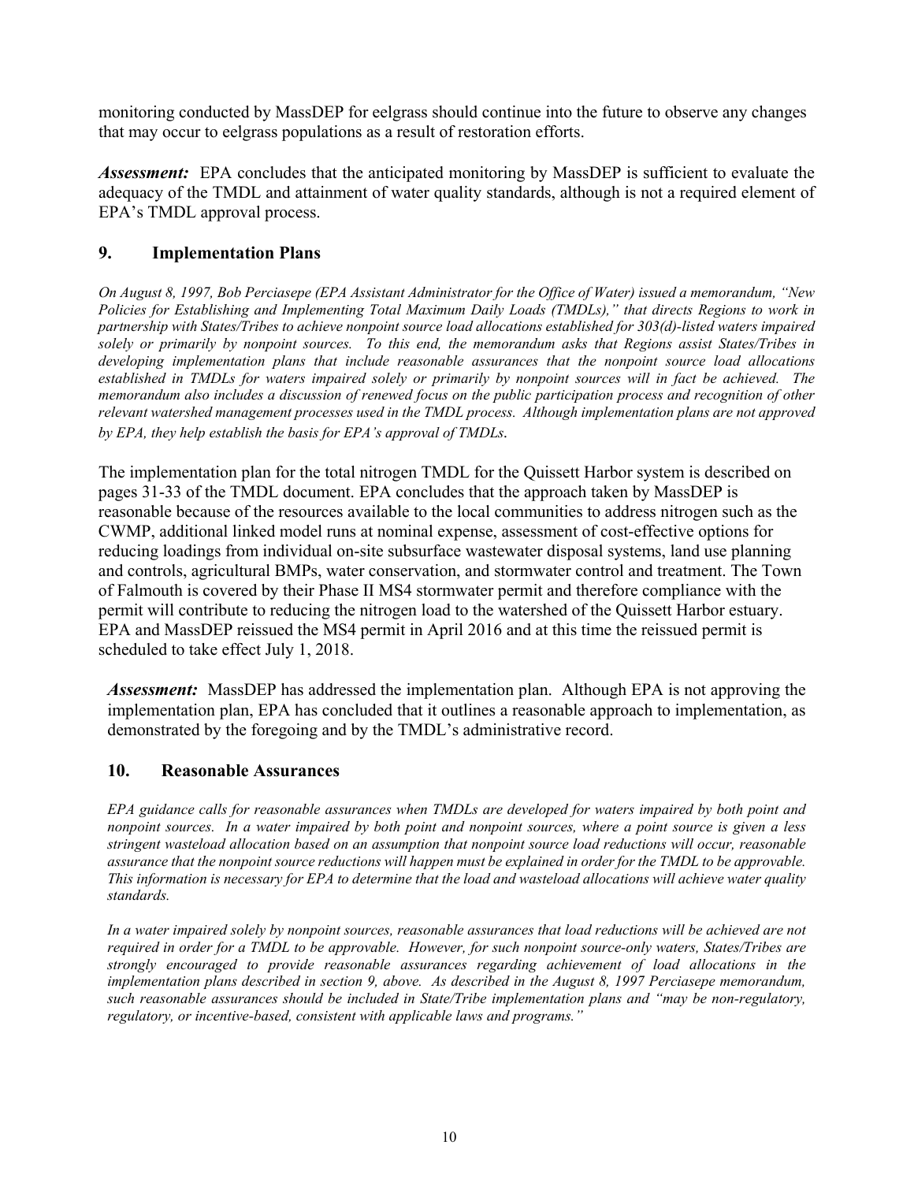monitoring conducted by MassDEP for eelgrass should continue into the future to observe any changes that may occur to eelgrass populations as a result of restoration efforts.

***Assessment:*** EPA concludes that the anticipated monitoring by MassDEP is sufficient to evaluate the adequacy of the TMDL and attainment of water quality standards, although is not a required element of EPA's TMDL approval process.

## 9. Implementation Plans

*On August 8, 1997, Bob Perciasepe (EPA Assistant Administrator for the Office of Water) issued a memorandum, "New Policies for Establishing and Implementing Total Maximum Daily Loads (TMDLs)," that directs Regions to work in partnership with States/Tribes to achieve nonpoint source load allocations established for 303(d)-listed waters impaired solely or primarily by nonpoint sources. To this end, the memorandum asks that Regions assist States/Tribes in developing implementation plans that include reasonable assurances that the nonpoint source load allocations established in TMDLs for waters impaired solely or primarily by nonpoint sources will in fact be achieved. The memorandum also includes a discussion of renewed focus on the public participation process and recognition of other relevant watershed management processes used in the TMDL process. Although implementation plans are not approved by EPA, they help establish the basis for EPA's approval of TMDLs.*

The implementation plan for the total nitrogen TMDL for the Quissett Harbor system is described on pages 31-33 of the TMDL document. EPA concludes that the approach taken by MassDEP is reasonable because of the resources available to the local communities to address nitrogen such as the CWMP, additional linked model runs at nominal expense, assessment of cost-effective options for reducing loadings from individual on-site subsurface wastewater disposal systems, land use planning and controls, agricultural BMPs, water conservation, and stormwater control and treatment. The Town of Falmouth is covered by their Phase II MS4 stormwater permit and therefore compliance with the permit will contribute to reducing the nitrogen load to the watershed of the Quissett Harbor estuary. EPA and MassDEP reissued the MS4 permit in April 2016 and at this time the reissued permit is scheduled to take effect July 1, 2018.

***Assessment:*** MassDEP has addressed the implementation plan. Although EPA is not approving the implementation plan, EPA has concluded that it outlines a reasonable approach to implementation, as demonstrated by the foregoing and by the TMDL's administrative record.

## 10. Reasonable Assurances

*EPA guidance calls for reasonable assurances when TMDLs are developed for waters impaired by both point and nonpoint sources. In a water impaired by both point and nonpoint sources, where a point source is given a less stringent wasteload allocation based on an assumption that nonpoint source load reductions will occur, reasonable assurance that the nonpoint source reductions will happen must be explained in order for the TMDL to be approvable. This information is necessary for EPA to determine that the load and wasteload allocations will achieve water quality standards.*

*In a water impaired solely by nonpoint sources, reasonable assurances that load reductions will be achieved are not required in order for a TMDL to be approvable. However, for such nonpoint source-only waters, States/Tribes are strongly encouraged to provide reasonable assurances regarding achievement of load allocations in the implementation plans described in section 9, above. As described in the August 8, 1997 Perciasepe memorandum, such reasonable assurances should be included in State/Tribe implementation plans and "may be non-regulatory, regulatory, or incentive-based, consistent with applicable laws and programs."*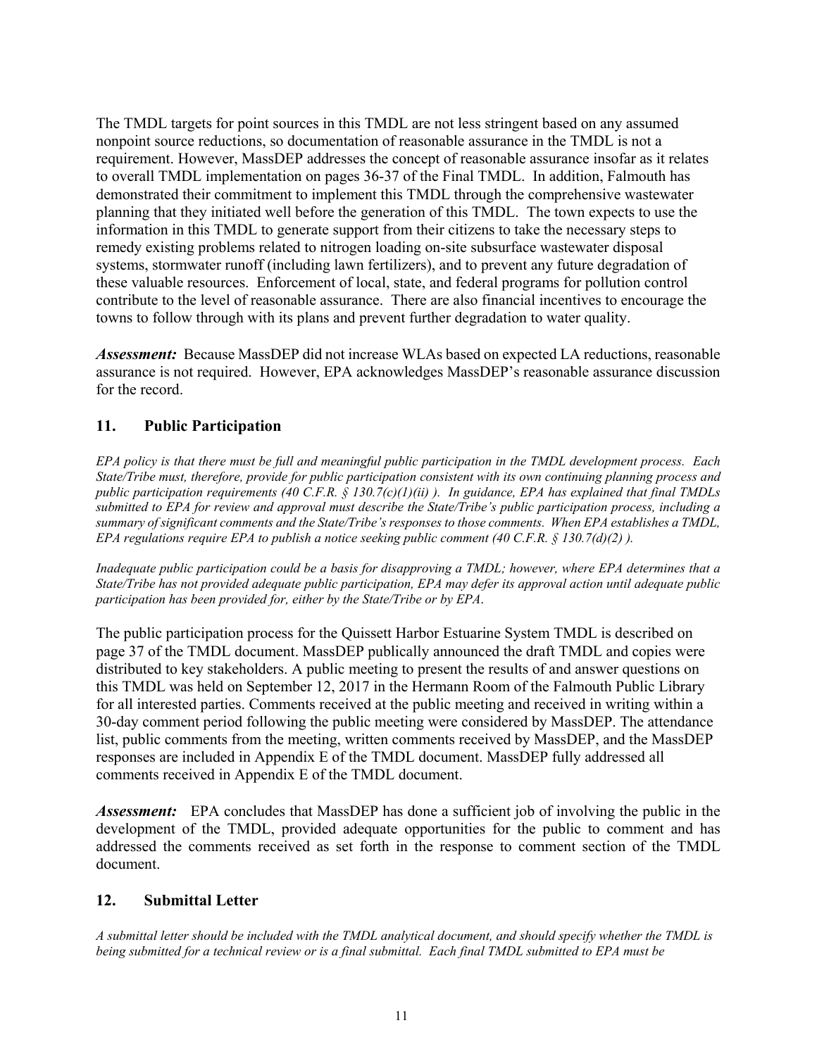The TMDL targets for point sources in this TMDL are not less stringent based on any assumed nonpoint source reductions, so documentation of reasonable assurance in the TMDL is not a requirement. However, MassDEP addresses the concept of reasonable assurance insofar as it relates to overall TMDL implementation on pages 36-37 of the Final TMDL. In addition, Falmouth has demonstrated their commitment to implement this TMDL through the comprehensive wastewater planning that they initiated well before the generation of this TMDL. The town expects to use the information in this TMDL to generate support from their citizens to take the necessary steps to remedy existing problems related to nitrogen loading on-site subsurface wastewater disposal systems, stormwater runoff (including lawn fertilizers), and to prevent any future degradation of these valuable resources. Enforcement of local, state, and federal programs for pollution control contribute to the level of reasonable assurance. There are also financial incentives to encourage the towns to follow through with its plans and prevent further degradation to water quality.

***Assessment:*** Because MassDEP did not increase WLAs based on expected LA reductions, reasonable assurance is not required. However, EPA acknowledges MassDEP's reasonable assurance discussion for the record.

## 11. Public Participation

*EPA policy is that there must be full and meaningful public participation in the TMDL development process. Each State/Tribe must, therefore, provide for public participation consistent with its own continuing planning process and public participation requirements (40 C.F.R. § 130.7(c)(1)(ii) ). In guidance, EPA has explained that final TMDLs submitted to EPA for review and approval must describe the State/Tribe's public participation process, including a summary of significant comments and the State/Tribe's responses to those comments. When EPA establishes a TMDL, EPA regulations require EPA to publish a notice seeking public comment (40 C.F.R. § 130.7(d)(2) ).*

*Inadequate public participation could be a basis for disapproving a TMDL; however, where EPA determines that a State/Tribe has not provided adequate public participation, EPA may defer its approval action until adequate public participation has been provided for, either by the State/Tribe or by EPA.*

The public participation process for the Quissett Harbor Estuarine System TMDL is described on page 37 of the TMDL document. MassDEP publically announced the draft TMDL and copies were distributed to key stakeholders. A public meeting to present the results of and answer questions on this TMDL was held on September 12, 2017 in the Hermann Room of the Falmouth Public Library for all interested parties. Comments received at the public meeting and received in writing within a 30-day comment period following the public meeting were considered by MassDEP. The attendance list, public comments from the meeting, written comments received by MassDEP, and the MassDEP responses are included in Appendix E of the TMDL document. MassDEP fully addressed all comments received in Appendix E of the TMDL document.

***Assessment:*** EPA concludes that MassDEP has done a sufficient job of involving the public in the development of the TMDL, provided adequate opportunities for the public to comment and has addressed the comments received as set forth in the response to comment section of the TMDL document.

## 12. Submittal Letter

*A submittal letter should be included with the TMDL analytical document, and should specify whether the TMDL is being submitted for a technical review or is a final submittal. Each final TMDL submitted to EPA must be*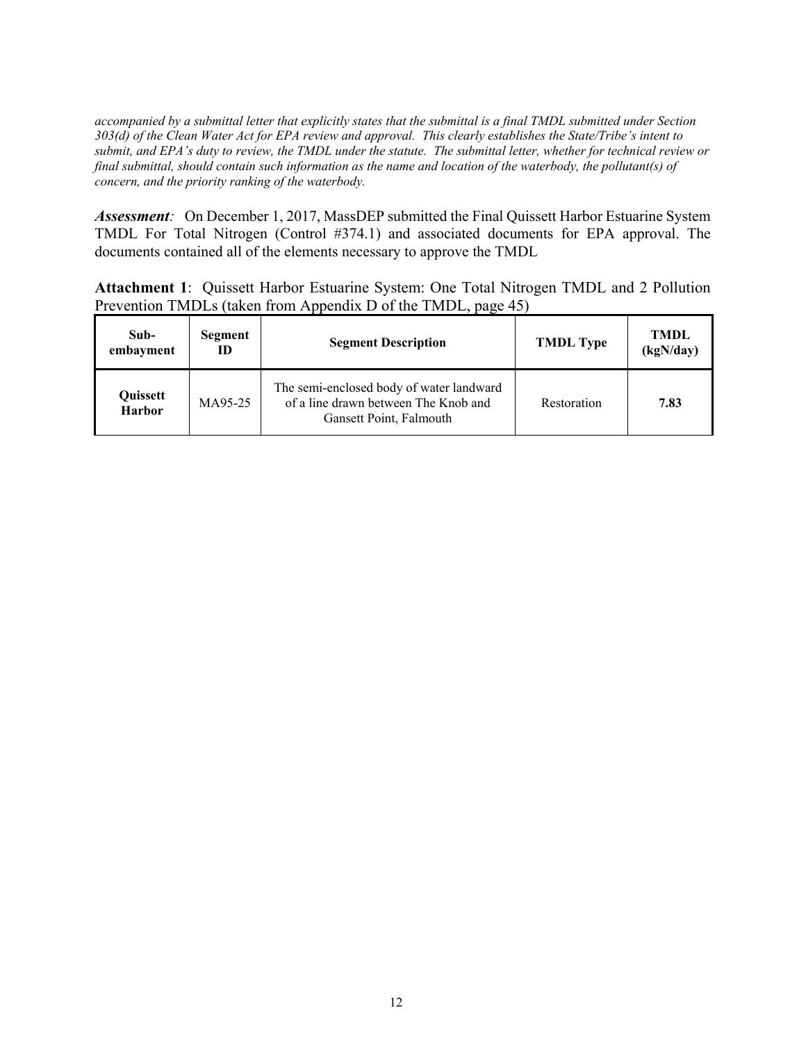*accompanied by a submittal letter that explicitly states that the submittal is a final TMDL submitted under Section 303(d) of the Clean Water Act for EPA review and approval. This clearly establishes the State/Tribe's intent to submit, and EPA's duty to review, the TMDL under the statute. The submittal letter, whether for technical review or final submittal, should contain such information as the name and location of the waterbody, the pollutant(s) of concern, and the priority ranking of the waterbody.*

***Assessment**:* On December 1, 2017, MassDEP submitted the Final Quissett Harbor Estuarine System TMDL For Total Nitrogen (Control #374.1) and associated documents for EPA approval. The documents contained all of the elements necessary to approve the TMDL

**Attachment 1**: Quissett Harbor Estuarine System: One Total Nitrogen TMDL and 2 Pollution Prevention TMDLs (taken from Appendix D of the TMDL, page 45)

| Sub-embayment | Segment ID | Segment Description | TMDL Type | TMDL (kgN/day) |
|---|---|---|---|---|
| **Quissett Harbor** | MA95-25 | The semi-enclosed body of water landward of a line drawn between The Knob and Gansett Point, Falmouth | Restoration | **7.83** |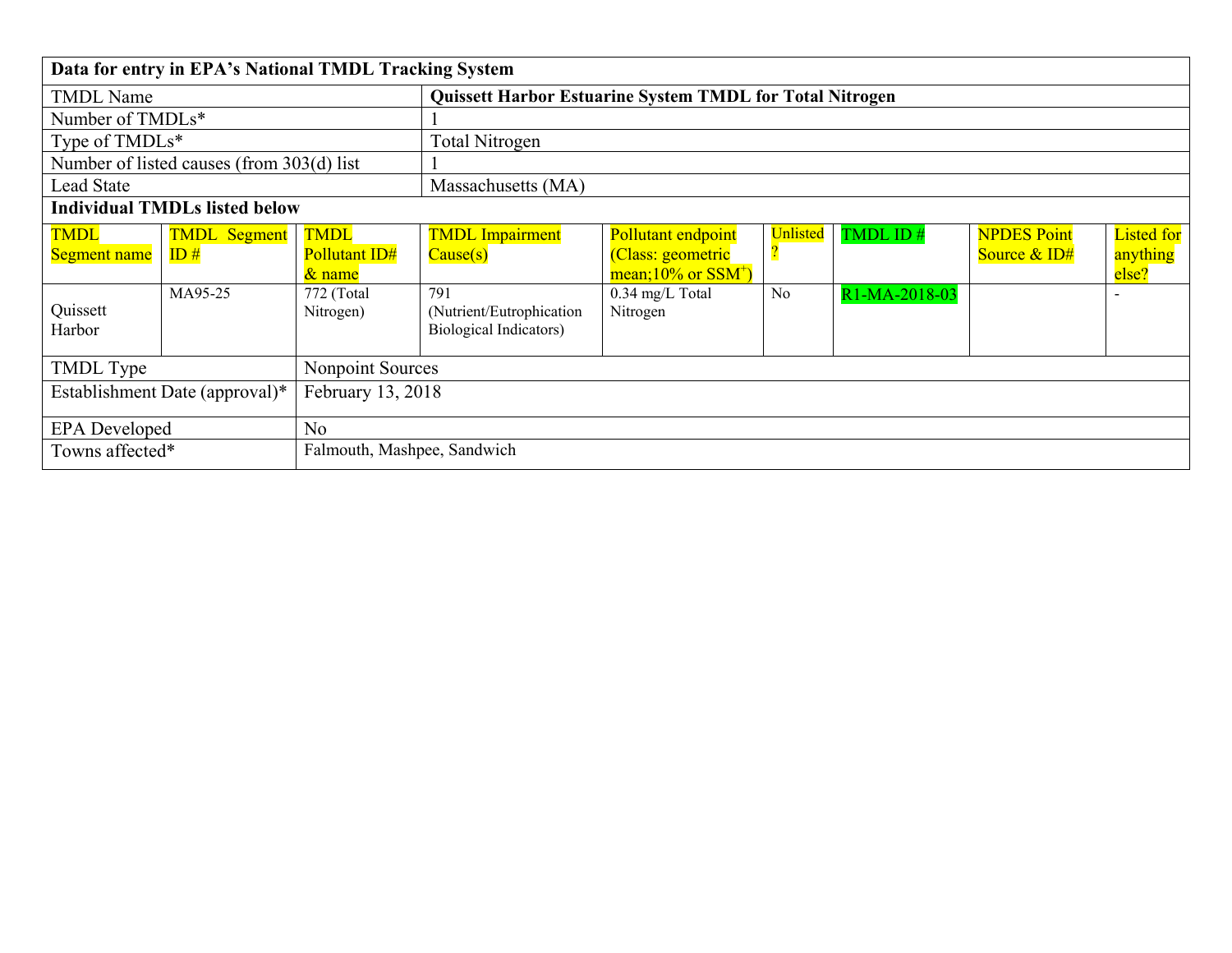| Data for entry in EPA's National TMDL Tracking System | | | | | | | | |
|---|---|---|---|---|---|---|---|---|
| TMDL Name | | | Quissett Harbor Estuarine System TMDL for Total Nitrogen | | | | | |
| Number of TMDLs* | | | 1 | | | | | |
| Type of TMDLs* | | | Total Nitrogen | | | | | |
| Number of listed causes (from 303(d) list | | | 1 | | | | | |
| Lead State | | | Massachusetts (MA) | | | | | |
| **Individual TMDLs listed below** | | | | | | | | |
| TMDL Segment name | TMDL Segment ID # | TMDL Pollutant ID# & name | TMDL Impairment Cause(s) | Pollutant endpoint (Class: geometric mean;10% or SSM[+]) | Unlisted ? | TMDL ID # | NPDES Point Source & ID# | Listed for anything else? |
| Quissett Harbor | MA95-25 | 772 (Total Nitrogen) | 791 (Nutrient/Eutrophication Biological Indicators) | 0.34 mg/L Total Nitrogen | No | R1-MA-2018-03 | | - |
| TMDL Type | | Nonpoint Sources | | | | | | |
| Establishment Date (approval)* | | February 13, 2018 | | | | | | |
| EPA Developed | | No | | | | | | |
| Towns affected* | | Falmouth, Mashpee, Sandwich | | | | | | |